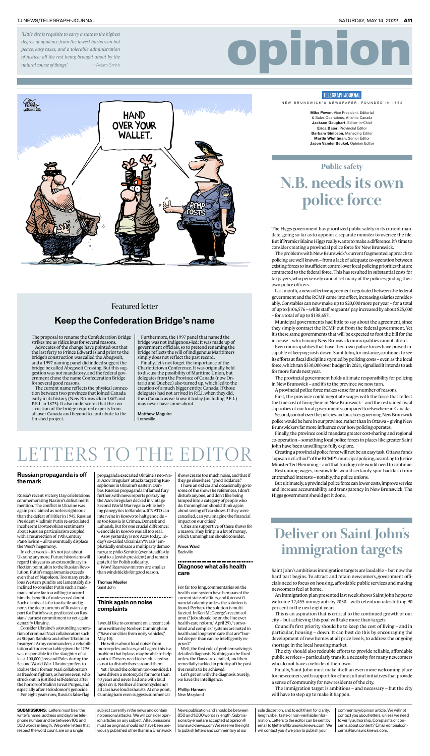*'Little else is requisite to carry a state to the highest degree of opulence from the lowest barbarism but peace, easy taxes, and a tolerable administration of justice: all the rest being brought about by the natural course of things.'* – Adam Smith

# opinion

TELEGRAPH-JOURNAL

NEW BRUNSWICK'S NEWSPAPER, FOUNDED IN 1862

**Mike Power**, Vice President, Editorial & Sales Operations, Atlantic Canada
**Jackson Doughart**, Editor-in-Chief
**Erica Bajer**, Provincial Editor
**Barbara Simpson**, Managing Editor
**Martin Wightman**, Senior Editor
**Jason VandenBeukel**, Opinion Editor

Public safety

## N.B. needs its own police force

The Higgs government has prioritized public safety in its current mandate, going so far as to appoint a separate minister to oversee the file. But if Premier Blaine Higgs really wants to make a difference, it's time to consider creating a provincial police force for New Brunswick.

The problems with New Brunswick's current fragmented approach to policing are well known – from a lack of adequate co-operation between existing forces to insufficient control over local policing priorities that are contracted to the federal force. This has resulted in substantial costs for taxpayers, who perversely cannot set many of the policies guiding their own police officers.

Last month, a new collective agreement negotiated between the federal government and the RCMP came into effect, increasing salaries considerably. Constables can now make up to $20,000 more per year – for a total of up to $106,576 – while staff sergeants' pay increased by about $25,000 – for a total of up to $138,657.

Municipal governments had little to say about the agreement, since they simply contract the RCMP out from the federal government. Yet it's these same governments that will be expected to foot the bill for the increase – which many New Brunswick municipalities cannot afford.

Even municipalities that have their own police forces have proved incapable of keeping costs down. Saint John, for instance, continues to see its efforts at fiscal discipline stymied by policing costs – even as the local force, which ran $330,000 over budget in 2021, signalled it intends to ask for more funds next year.

The provincial government holds ultimate responsibility for policing in New Brunswick – and it's to the province we now turn.

A provincial police force makes sense for a number of reasons.

First, the province could negotiate wages with the force that reflect the true cost of living here in New Brunswick – and the restrained fiscal capacities of our local governments compared to elsewhere in Canada.

Second, control over the policies and practices governing New Brunswick police would be here in our province, rather than in Ottawa – giving New Brunswickers far more influence over how policing operates.

Finally, the province could mandate greater cost-sharing and regional co-operation – something local police forces in places like greater Saint John have been unwilling to fully explore.

Creating a provincial police force will not be an easy task. Ottawa funds "upwards of a third" of the RCMP's municipal policing, according to Justice Minister Ted Flemming – and that funding role would need to continue.

Restraining wages, meanwhile, would certainly spur backlash from entrenched interests – notably, the police unions.

But ultimately, a provincial police force can lower costs, improve service and increase accountability and transparency in New Brunswick. The Higgs government should get it done.

## Deliver on Saint John's immigration targets

Saint John's ambitious immigration targets are laudable – but now the hard part begins. To attract and retain newcomers, government officials need to focus on housing, affordable public services and making newcomers feel at home.

An immigration plan presented last week shows Saint John hopes to welcome 12,455 immigrants by 2030 – with retention rates hitting 90 per cent in the next eight years.

This is an aspiration that is critical to the continued growth of our city – but achieving this goal will take more than targets.

Council's first priority should be to keep the cost of living – and in particular, housing – down. It can best do this by encouraging the development of new homes at all price levels, to address the ongoing shortage in the local housing market.

The city should also redouble efforts to provide reliable, affordable public services – particularly transit, a necessity for many newcomers who do not have a vehicle of their own.

Finally, Saint John must make itself an even more welcoming place for newcomers, with support for ethnocultural initiatives that provide a sense of community for new residents of the city.

The immigration target is ambitious – and necessary – but the city will have to step up to make it happen.

Featured letter

## Keep the Confederation Bridge's name

The proposal to rename the Confederation Bridge strikes me as ridiculous for several reasons.

Advocates of the change have pointed out that the last ferry to Prince Edward Island prior to the bridge's construction was called the Abegweit, and a 1997 naming panel did indeed suggest the bridge be called Abegweit Crossing. But this suggestion was not mandatory, and the federal government chose the name Confederation Bridge for several good reasons.

The current name reflects the physical connection between two provinces that joined Canada early in its history (New Brunswick in 1867 and P.E.I. in 1873). It also underscores that the construction of the bridge required experts from all over Canada and beyond to contribute to the finished project.

Furthermore, the 1997 panel that named the bridge was not Indigenous-led: It was made up of government officials, so to pretend renaming the bridge reflects the will of Indigenous Maritimers simply does not reflect the past record.

Finally, let's not forget the importance of the Charlottetown Conference. It was originally held to discuss the possibility of Maritime Union, but delegates from the Province of Canada (now Ontario and Quebec) also turned up, which led to the creation of a much bigger entity: Canada. If those delegates had not arrived in P.E.I. when they did, then Canada as we know it today (including P.E.I.) may never have come about.

**Matthew Maguire**
Lorneville

# LETTERS TO THE EDITOR

### Russian propaganda is off the mark

Russia's recent Victory Day celebrations commemorating Nazism's defeat merit mention. The conflict in Ukraine was again proclaimed as no less righteous than the defeat of Hitler in 1945. Russian President Vladimir Putin re-articulated incoherent Dostoevskian sentiments about Russian particularism coupled with a resurrection of 19th Century Pan-Slavism – all to eventually displace the West's hegemony.

In other words – it's not just about Ukraine anymore. Future historians will regard this year as an extraordinary inflection point, akin to the Russian Revolution. Putin's megalomania exceeds even that of Napoleon. Too many credulous Western pundits are lamentably disinclined to consider Putin such a madman and are far too willing to accord him the benefit of undeserved doubt. Such dismissal is far too facile and ignores the deep currents of Russian support for Putin's war, predicated on Russians' earnest commitment to yet again denazify Ukraine.

Consider Ukraine's astounding veneration of criminal Nazi collaborators such as Stepan Bandera and other Ukrainian Insurgent Army commanders; a rehabilitation all too remarkable given the UPA was responsible for the slaughter of at least 100,000 Jews and Poles during the Second World War. Ukraine prefers to idolize their former Nazi collaborators as freedom fighters, as heroes even, who struck out in justified self-defence after the horrors of Stalin's Great Purges, and especially after Holodomor's genocide.

For eight years now, Russia's false-flag propaganda execrated Ukraine's neo-Nazi Azov irregulars' attacks targeting Russophones in Ukraine's eastern Donbas. Russian propaganda inflamed fury further, with news reports portraying the Azov irregulars decked in vintage Second World War regalia while belting panegyrics to Bandera. If NATO can intervene in Kosovo to halt genocide – so too Russia in Crimea, Donetsk and Luhansk, but for one crucial difference: Genocide in Kosovo was all too real.

Azov yesterday is not Azov today. Today's so-called Ukrainian "Nazis" emphatically embrace a multiparty democracy, are philo-Semitic (even steadfastly loyal to a Jewish president) and remain grateful for Polish solidarity.

Wow! Rearview mirrors are smaller than windshields for good reason.

**Thomas Mueller**
Saint John

### Think again on noise complaints

I would like to comment on a recent column written by Norbert Cunningham ("Save our cities from noisy vehicles," May 10).

He writes about loud noises from motorcycles and cars, and I agree this is a problem that bylaws may be able to help control. Drivers need to be educated so as not to disturb those around them.

Yet I found the column too one-sided: I have driven a motorcycle for more than 40 years and never had one with loud pipes on it. Neither all motorcycles nor all cars have loud exhausts. At one point, Cunningham even suggests summer car shows create too much noise, and that if they go elsewhere, "good riddance."

I have an old car and occasionally go to some of the shows he references. I don't disturb anyone, and don't like being lumped into a category of people who do. Cunningham should think again about seeing off car shows. If they were cancelled, can you imagine the financial impact on our cities?

Cities are supportive of these shows for a reason: They bring in a lot of money, which Cunningham should consider.

**Amos Ward**
Sackville

### Diagnose what ails health care

For far too long, commentaries on the health-care system have bemoaned the current state of affairs, and forecast financial calamity unless the solution is found. Perhaps the solution is multifaceted. In Ken McGeorge's recent column ("Jobs should be on the line over health-care reform," April 29), "convoluted and complex" systems are noted in health and long-term care that are "buried deeper than can be intelligently exposed."

Well, the first rule of problem solving is detailed diagnosis. Nothing can be fixed unless the flaws are detailed, and then remedially tackled in priority of the positive results to be achieved.

Let's get on with the diagnosis. Surely, we have the intelligence.

**Phillip Hansen**
New Maryland

**SUBMISSIONS:** Letters must bear the writer's name, address and daytime telephone number and be between 100 and 300 words in length. We prefer letters that respect the word count, are on a single subject currently in the news and contain no personal attacks. We will consider opinion articles on any subject. All submissions must be original, should not have been previously published other than in a Brunswick News Publication and should be between 850 and 1,000 words in length. Submissions by email are accepted at opinion@brunswicknews.com We reserve the right to publish letters and commentary at our sole discretion, and to edit them for clarity, length, libel, taste or non-verifiable information. Letters to the editor can be sent by email to tjletters@brunswicknews.com. We will contact you if we plan to publish your commentary/opinion article. We will not contact you about letters, unless we need to verify authorship. Complaints or concerns about content? Email editorialconcerns@brunswicknews.com.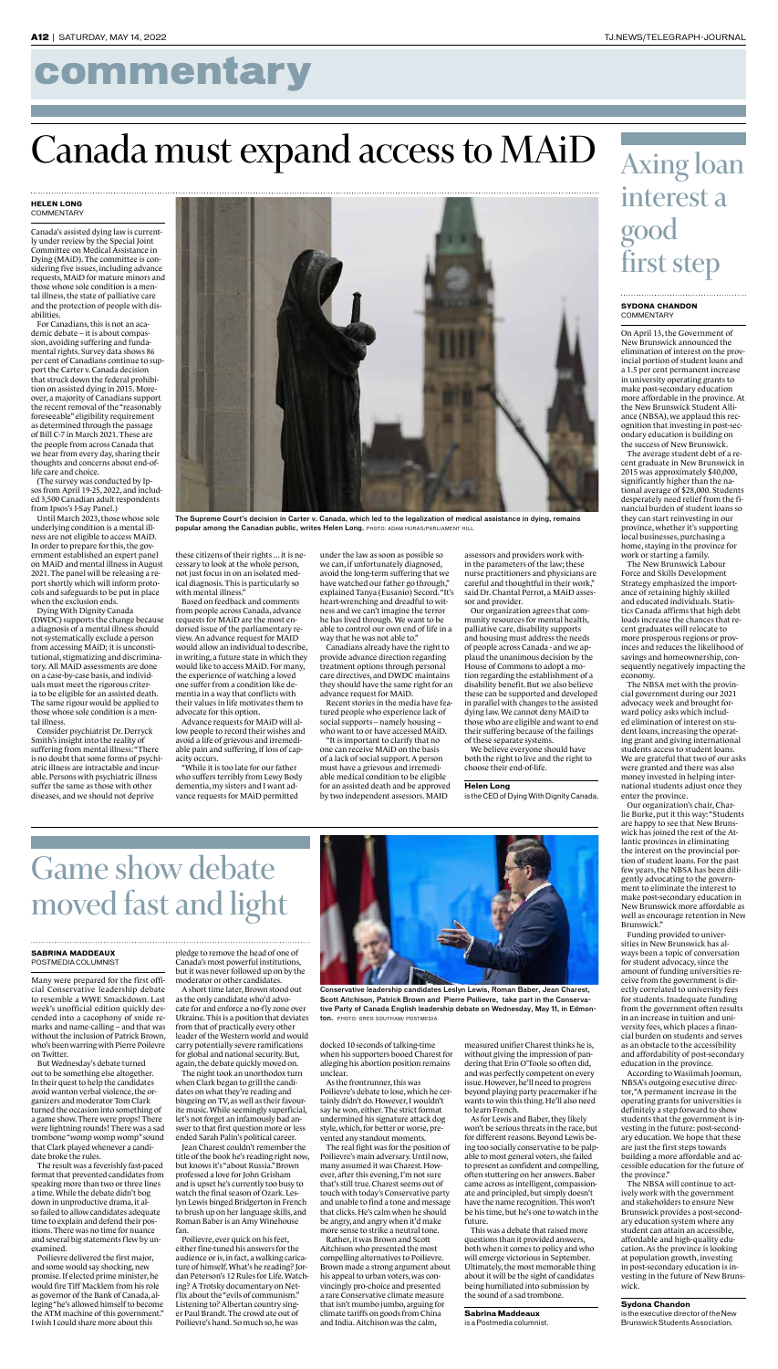# commentary

# Canada must expand access to MAiD

**HELEN LONG**
COMMENTARY

Canada's assisted dying law is currently under review by the Special Joint Committee on Medical Assistance in Dying (MAiD). The committee is considering five issues, including advance requests, MAiD for mature minors and those whose sole condition is a mental illness, the state of palliative care and the protection of people with disabilities.

For Canadians, this is not an academic debate – it is about compassion, avoiding suffering and fundamental rights. Survey data shows 86 per cent of Canadians continue to support the Carter v. Canada decision that struck down the federal prohibition on assisted dying in 2015. Moreover, a majority of Canadians support the recent removal of the "reasonably foreseeable" eligibility requirement as determined through the passage of Bill C-7 in March 2021. These are the people from across Canada that we hear from every day, sharing their thoughts and concerns about end-of-life care and choice.

(The survey was conducted by Ipsos from April 19-25, 2022, and included 3,500 Canadian adult respondents from Ipsos's I-Say Panel.)

Until March 2023, those whose sole underlying condition is a mental illness are not eligible to access MAiD. In order to prepare for this, the government established an expert panel on MAiD and mental illness in August 2021. The panel will be releasing a report shortly which will inform protocols and safeguards to be put in place when the exclusion ends.

Dying With Dignity Canada (DWDC) supports the change because a diagnosis of a mental illness should not systematically exclude a person from accessing MAiD; it is unconstitutional, stigmatizing and discriminatory. All MAiD assessments are done on a case-by-case basis, and individuals must meet the rigorous criteria to be eligible for an assisted death. The same rigour would be applied to those whose sole condition is a mental illness.

Consider psychiatrist Dr. Derryck Smith's insight into the reality of suffering from mental illness: "There is no doubt that some forms of psychiatric illness are intractable and incurable. Persons with psychiatric illness suffer the same as those with other diseases, and we should not deprive these citizens of their rights ... it is necessary to look at the whole person, not just focus in on an isolated medical diagnosis. This is particularly so with mental illness."

Based on feedback and comments from people across Canada, advance requests for MAiD are the most endorsed issue of the parliamentary review. An advance request for MAID would allow an individual to describe, in writing, a future state in which they would like to access MAiD. For many, the experience of watching a loved one suffer from a condition like dementia in a way that conflicts with their values in life motivates them to advocate for this option.

Advance requests for MAiD will allow people to record their wishes and avoid a life of grievous and irremediable pain and suffering, if loss of capacity occurs.

"While it is too late for our father who suffers terribly from Lewy Body dementia, my sisters and I want advance requests for MAiD permitted under the law as soon as possible so we can, if unfortunately diagnosed, avoid the long-term suffering that we have watched our father go through," explained Tanya (Eusanio) Secord. "It's heart-wrenching and dreadful to witness and we can't imagine the terror he has lived through. We want to be able to control our own end of life in a way that he was not able to."

Canadians already have the right to provide advance direction regarding treatment options through personal care directives, and DWDC maintains they should have the same right for an advance request for MAiD.

Recent stories in the media have featured people who experience lack of social supports – namely housing – who want to or have accessed MAiD.

"It is important to clarify that no one can receive MAiD on the basis of a lack of social support. A person must have a grievous and irremediable medical condition to be eligible for an assisted death and be approved by two independent assessors. MAID assessors and providers work within the parameters of the law; these nurse practitioners and physicians are careful and thoughtful in their work," said Dr. Chantal Perrot, a MAiD assessor and provider.

Our organization agrees that community resources for mental health, palliative care, disability supports and housing must address the needs of people across Canada - and we applaud the unanimous decision by the House of Commons to adopt a motion regarding the establishment of a disability benefit. But we also believe these can be supported and developed in parallel with changes to the assisted dying law. We cannot deny MAiD to those who are eligible and want to end their suffering because of the failings of these separate systems.

We believe everyone should have both the right to live and the right to choose their end-of-life.

**Helen Long**
is the CEO of Dying With Dignity Canada.

The Supreme Court's decision in Carter v. Canada, which led to the legalization of medical assistance in dying, remains popular among the Canadian public, writes Helen Long. PHOTO: ADAM HURAS/PARLIAMENT HILL

# Axing loan interest a good first step

**SYDONA CHANDON**
COMMENTARY

On April 13, the Government of New Brunswick announced the elimination of interest on the provincial portion of student loans and a 1.5 per cent permanent increase in university operating grants to make post-secondary education more affordable in the province. At the New Brunswick Student Alliance (NBSA), we applaud this recognition that investing in post-secondary education is building on the success of New Brunswick.

The average student debt of a recent graduate in New Brunswick in 2015 was approximately $40,000, significantly higher than the national average of $28,000. Students desperately need relief from the financial burden of student loans so they can start reinvesting in our province, whether it's supporting local businesses, purchasing a home, staying in the province for work or starting a family.

The New Brunswick Labour Force and Skills Development Strategy emphasized the importance of retaining highly skilled and educated individuals. Statistics Canada affirms that high debt loads increase the chances that recent graduates will relocate to more prosperous regions or provinces and reduces the likelihood of savings and homeownership, consequently negatively impacting the economy.

The NBSA met with the provincial government during our 2021 advocacy week and brought forward policy asks which included elimination of interest on student loans, increasing the operating grant and giving international students access to student loans. We are grateful that two of our asks were granted and there was also money invested in helping international students adjust once they enter the province.

Our organization's chair, Charlie Burke, put it this way: "Students are happy to see that New Brunswick has joined the rest of the Atlantic provinces in eliminating the interest on the provincial portion of student loans. For the past few years, the NBSA has been diligently advocating to the government to eliminate the interest to make post-secondary education in New Brunswick more affordable as well as encourage retention in New Brunswick."

Funding provided to universities in New Brunswick has always been a topic of conversation for student advocacy, since the amount of funding universities receive from the government is directly correlated to university fees for students. Inadequate funding from the government often results in an increase in tuition and university fees, which places a financial burden on students and serves as an obstacle to the accessibility and affordability of post-secondary education in the province.

According to Wasiimah Joomun, NBSA's outgoing executive director, "A permanent increase in the operating grants for universities is definitely a step forward to show students that the government is investing in the future: post-secondary education. We hope that these are just the first steps towards building a more affordable and accessible education for the future of the province."

The NBSA will continue to actively work with the government and stakeholders to ensure New Brunswick provides a post-secondary education system where any student can attain an accessible, affordable and high-quality education. As the province is looking at population growth, investing in post-secondary education is investing in the future of New Brunswick.

**Sydona Chandon**
is the executive director of the New Brunswick Students Association.

# Game show debate moved fast and light

**SABRINA MADDEAUX**
POSTMEDIA COLUMNIST

Many were prepared for the first official Conservative leadership debate to resemble a WWE Smackdown. Last week's unofficial edition quickly descended into a cacophony of snide remarks and name-calling – and that was without the inclusion of Patrick Brown, who's been warring with Pierre Poilievre on Twitter.

But Wednesday's debate turned out to be something else altogether. In their quest to help the candidates avoid wanton verbal violence, the organizers and moderator Tom Clark turned the occasion into something of a game show. There were props! There were lightning rounds! There was a sad trombone "womp womp womp" sound that Clark played whenever a candidate broke the rules.

The result was a feverishly fast-paced format that prevented candidates from speaking more than two or three lines a time. While the debate didn't bog down in unproductive drama, it also failed to allow candidates adequate time to explain and defend their positions. There was no time for nuance and several big statements flew by unexamined.

Poilievre delivered the first major, and some would say shocking, new promise. If elected prime minister, he would fire Tiff Macklem from his role as governor of the Bank of Canada, alleging "he's allowed himself to become the ATM machine of this government." I wish I could share more about this pledge to remove the head of one of Canada's most powerful institutions, but it was never followed up on by the moderator or other candidates.

A short time later, Brown stood out as the only candidate who'd advocate for and enforce a no-fly zone over Ukraine. This is a position that deviates from that of practically every other leader of the Western world and would carry potentially severe ramifications for global and national security. But, again, the debate quickly moved on.

The night took an unorthodox turn when Clark began to grill the candidates on what they're reading and bingeing on TV, as well as their favourite music. While seemingly superficial, let's not forget an infamously bad answer to that first question more or less ended Sarah Palin's political career.

Jean Charest couldn't remember the title of the book he's reading right now, but knows it's "about Russia." Brown professed a love for John Grisham and is upset he's currently too busy to watch the final season of Ozark. Leslyn Lewis binged Bridgerton in French to brush up on her language skills, and Roman Baber is an Amy Winehouse fan.

Poilievre, ever quick on his feet, offered fine-tuned his answers for the audience or is, in fact, a walking caricature of himself. What's he reading? Jordan Peterson's 12 Rules for Life. Watching? A Trotsky documentary on Netflix about the "evils of communism." Listening to? Albertan country singer Paul Brandt. The crowd ate out of Poilievre's hand. So much so, he was docked 10 seconds of talking-time when his supporters booed Charest for alleging his abortion position remains unclear.

As the frontrunner, this was Poilievre's debate to lose, which he certainly didn't do. However, I wouldn't say he won, either. The strict format undermined his signature attack dog style, which, for better or worse, prevented any standout moments.

The real fight was for the position of Poilievre's main adversary. Until now, many assumed it was Charest. However, after this evening, I'm not sure that's still true. Charest seems out of touch with today's Conservative party and unable to find a tone and message that clicks. He's calm when he should be angry, and angry when it'd make more sense to strike a neutral tone.

Rather, it was Brown and Scott Aitchison who presented the most compelling alternatives to Poilievre. Brown made a strong argument about his appeal to urban voters, was convincingly pro-choice and presented a rare Conservative climate measure that isn't mumbo jumbo, arguing for climate tariffs on goods from China and India. Aitchison was the calm, measured unifier Charest thinks he is, without giving the impression of pandering that Erin O'Toole so often did, and was perfectly competent on every issue. However, he'll need to progress beyond playing party peacemaker if he wants to win this thing. He'll also need to learn French.

As for Lewis and Baber, they likely won't be serious threats in the race, but for different reasons. Beyond Lewis being too socially conservative to be palpable to most general voters, she failed to present as confident and compelling, often stuttering on her answers. Baber came across as intelligent, compassionate and principled, but simply doesn't have the name recognition. This won't be his time, but he's one to watch in the future.

This was a debate that raised more questions than it provided answers, both when it comes to policy and who will emerge victorious in September. Ultimately, the most memorable thing about it will be the sight of candidates being humiliated into submission by the sound of a sad trombone.

**Sabrina Maddeaux**
is a Postmedia columnist.

Conservative leadership candidates Leslyn Lewis, Roman Baber, Jean Charest, Scott Aitchison, Patrick Brown and Pierre Poilievre, take part in the Conservative Party of Canada English leadership debate on Wednesday, May 11, in Edmonton. PHOTO: GREG SOUTHAM/POSTMEDIA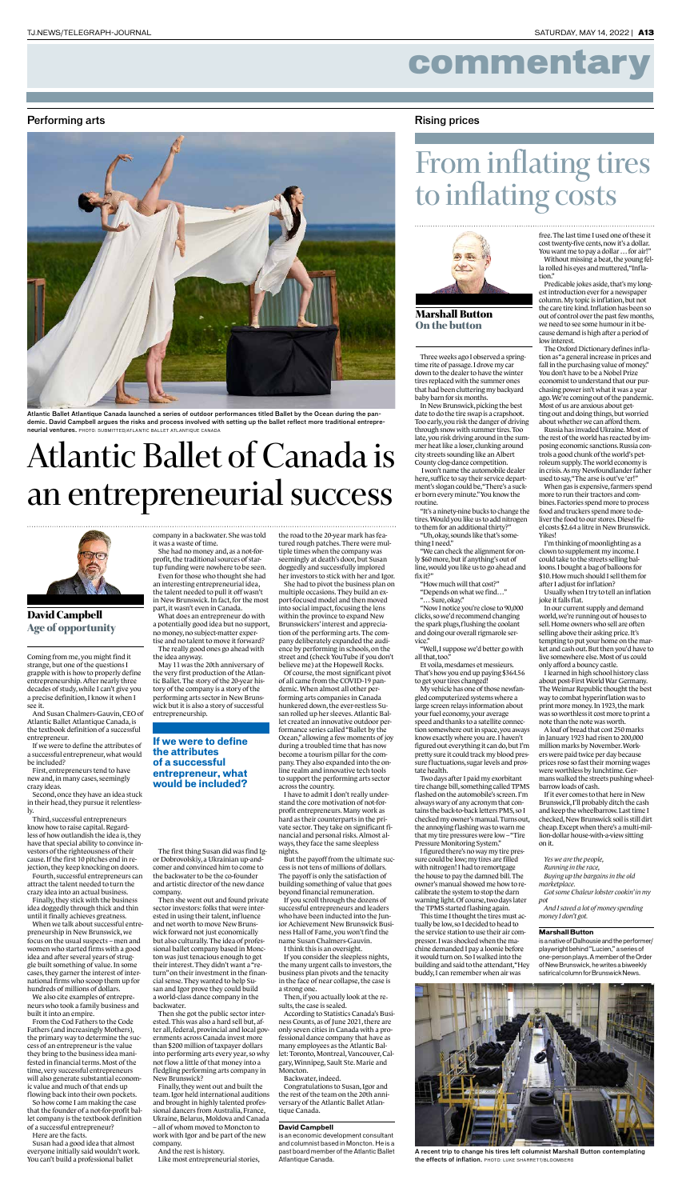# commentary

## Performing arts

Atlantic Ballet Atlantique Canada launched a series of outdoor performances titled Ballet by the Ocean during the pandemic. David Campbell argues the risks and process involved with setting up the ballet reflect more traditional entrepreneurial ventures. PHOTO: SUBMITTED/ATLANTIC BALLET ATLANTIQUE CANADA

# Atlantic Ballet of Canada is an entrepreneurial success

**David Campbell**
**Age of opportunity**

Coming from me, you might find it strange, but one of the questions I grapple with is how to properly define entrepreneurship. After nearly three decades of study, while I can't give you a precise definition, I know it when I see it.

And Susan Chalmers-Gauvin, CEO of Atlantic Ballet Atlantique Canada, is the textbook definition of a successful entrepreneur.

If we were to define the attributes of a successful entrepreneur, what would be included?

First, entrepreneurs tend to have new and, in many cases, seemingly crazy ideas.

Second, once they have an idea stuck in their head, they pursue it relentlessly.

Third, successful entrepreneurs know how to raise capital. Regardless of how outlandish the idea is, they have that special ability to convince investors of the righteousness of their cause. If the first 10 pitches end in rejection, they keep knocking on doors.

Fourth, successful entrepreneurs can attract the talent needed to turn the crazy idea into an actual business.

Finally, they stick with the business idea doggedly through thick and thin until it finally achieves greatness.

When we talk about successful entrepreneurship in New Brunswick, we focus on the usual suspects – men and women who started firms with a good idea and after several years of struggle built something of value. In some cases, they garner the interest of international firms who scoop them up for hundreds of millions of dollars.

We also cite examples of entrepreneurs who took a family business and built it into an empire.

From the Cod Fathers to the Code Fathers (and increasingly Mothers), the primary way to determine the success of an entrepreneur is the value they bring to the business idea manifested in financial terms. Most of the time, very successful entrepreneurs will also generate substantial economic value and much of that ends up flowing back into their own pockets.

So how come I am making the case that the founder of a not-for-profit ballet company is the textbook definition of a successful entrepreneur?

Here are the facts.

Susan had a good idea that almost everyone initially said wouldn't work. You can't build a professional ballet company in a backwater. She was told it was a waste of time.

She had no money and, as a not-for-profit, the traditional sources of startup funding were nowhere to be seen.

Even for those who thought she had an interesting entrepreneurial idea, the talent needed to pull it off wasn't in New Brunswick. In fact, for the most part, it wasn't even in Canada.

What does an entrepreneur do with a potentially good idea but no support, no money, no subject-matter expertise and no talent to move it forward?

The really good ones go ahead with the idea anyway.

May 11 was the 20th anniversary of the very first production of the Atlantic Ballet. The story of the 20-year history of the company is a story of the performing arts sector in New Brunswick but it is also a story of successful entrepreneurship.

**If we were to define the attributes of a successful entrepreneur, what would be included?**

The first thing Susan did was find Igor Dobrovolskiy, a Ukrainian up-and-comer and convinced him to come to the backwater to be the co-founder and artistic director of the new dance company.

Then she went out and found private sector investors: folks that were interested in using their talent, influence and net worth to move New Brunswick forward not just economically but also culturally. The idea of professional ballet company based in Moncton was just tenacious enough to get their interest. They didn't want a "return" on their investment in the financial sense. They wanted to help Susan and Igor prove they could build a world-class dance company in the backwater.

Then she got the public sector interested. This was also a hard sell but, after all, federal, provincial and local governments across Canada invest more than $200 million of taxpayer dollars into performing arts every year, so why not flow a little of that money into a fledgling performing arts company in New Brunswick?

Finally, they went out and built the team. Igor held international auditions and brought in highly talented professional dancers from Australia, France, Ukraine, Belarus, Moldova and Canada – all of whom moved to Moncton to work with Igor and be part of the new company.

And the rest is history.

Like most entrepreneurial stories, the road to the 20-year mark has featured rough patches. There were multiple times when the company was seemingly at death's door, but Susan doggedly and successfully implored her investors to stick with her and Igor.

She had to pivot the business plan on multiple occasions. They build an export-focused model and then moved into social impact, focusing the lens within the province to expand New Brunswickers' interest and appreciation of the performing arts. The company deliberately expanded the audience by performing in schools, on the street and (check YouTube if you don't believe me) at the Hopewell Rocks.

Of course, the most significant pivot of all came from the COVID-19 pandemic. When almost all other performing arts companies in Canada hunkered down, the ever-restless Susan rolled up her sleeves. Atlantic Ballet created an innovative outdoor performance series called "Ballet by the Ocean," allowing a few moments of joy during a troubled time that has now become a tourism pillar for the company. They also expanded into the online realm and innovative tech tools to support the performing arts sector across the country.

I have to admit I don't really understand the core motivation of not-for-profit entrepreneurs. Many work as hard as their counterparts in the private sector. They take on significant financial and personal risks. Almost always, they face the same sleepless nights.

But the payoff from the ultimate success is not tens of millions of dollars. The payoff is only the satisfaction of building something of value that goes beyond financial remuneration.

If you scroll through the dozens of successful entrepreneurs and leaders who have been inducted into the Junior Achievement New Brunswick Business Hall of Fame, you won't find the name Susan Chalmers-Gauvin.

I think this is an oversight.

If you consider the sleepless nights, the many urgent calls to investors, the business plan pivots and the tenacity in the face of near collapse, the case is a strong one.

Then, if you actually look at the results, the case is sealed.

According to Statistics Canada's Business Counts, as of June 2021, there are only seven cities in Canada with a professional dance company that have as many employees as the Atlantic Ballet: Toronto, Montreal, Vancouver, Calgary, Winnipeg, Sault Ste. Marie and Moncton.

Backwater, indeed.

Congratulations to Susan, Igor and the rest of the team on the 20th anniversary of the Atlantic Ballet Atlantique Canada.

**David Campbell**
is an economic development consultant and columnist based in Moncton. He is a past board member of the Atlantic Ballet Atlantique Canada.

## Rising prices

# From inflating tires to inflating costs

**Marshall Button**
**On the button**

Three weeks ago I observed a springtime rite of passage. I drove my car down to the dealer to have the winter tires replaced with the summer ones that had been cluttering my backyard baby barn for six months.

In New Brunswick, picking the best date to do the tire swap is a crapshoot. Too early, you risk the danger of driving through snow with summer tires. Too late, you risk driving around in the summer heat like a loser, clunking around city streets sounding like an Albert County clog-dance competition.

I won't name the automobile dealer here, suffice to say their service department's slogan could be, "There's a sucker born every minute." You know the routine.

"It's a ninety-nine bucks to change the tires. Would you like us to add nitrogen to them for an additional thirty?"

"Uh, okay, sounds like that's something I need."

"We can check the alignment for only $60 more, but if anything's out of line, would you like us to go ahead and fix it?"

"How much will that cost?"

"Depends on what we find…"

"… Sure, okay."

"Now I notice you're close to 90,000 clicks, so we'd recommend changing the spark plugs, flushing the coolant and doing our overall rigmarole service."

"Well, I suppose we'd better go with all that, too."

Et voila, mesdames et messieurs. That's how you end up paying $364.56 to get your tires changed!

My vehicle has one of those newfangled computerized systems where a large screen relays information about your fuel economy, your average speed and thanks to a satellite connection somewhere out in space, you always know exactly where you are. I haven't figured out everything it can do, but I'm pretty sure it could track my blood pressure fluctuations, sugar levels and prostate health.

Two days after I paid my exorbitant tire change bill, something called TPMS flashed on the automobile's screen. I'm always wary of any acronym that contains the back-to-back letters PMS, so I checked my owner's manual. Turns out, the annoying flashing was to warn me that my tire pressures were low – "Tire Pressure Monitoring System."

I figured there's no way my tire pressure could be low; my tires are filled with nitrogen! I had to remortgage the house to pay the damned bill. The owner's manual showed me how to recalibrate the system to stop the darn warning light. Of course, two days later the TPMS started flashing again.

This time I thought the tires must actually be low, so I decided to head to the service station to use their air compressor. I was shocked when the machine demanded I pay a loonie before it would turn on. So I walked into the building and said to the attendant, "Hey buddy, I can remember when air was free. The last time I used one of these it cost twenty-five cents, now it's a dollar. You want me to pay a dollar … for air!"

Without missing a beat, the young fella rolled his eyes and muttered, "Inflation."

Predicable jokes aside, that's my longest introduction ever for a newspaper column. My topic is inflation, but not the care tire kind. Inflation has been so out of control over the past few months, we need to see some humour in it because demand is high after a period of low interest.

The Oxford Dictionary defines inflation as "a general increase in prices and fall in the purchasing value of money." You don't have to be a Nobel Prize economist to understand that our purchasing power isn't what it was a year ago. We're coming out of the pandemic. Most of us are anxious about getting out and doing things, but worried about whether we can afford them.

Russia has invaded Ukraine. Most of the rest of the world has reacted by imposing economic sanctions. Russia controls a good chunk of the world's petroleum supply. The world economy is in crisis. As my Newfoundlander father used to say, "The arse is out've 'er!"

When gas is expensive, farmers spend more to run their tractors and combines. Factories spend more to process food and truckers spend more to deliver the food to our stores. Diesel fuel costs $2.64 a litre in New Brunswick. Yikes!

I'm thinking of moonlighting as a clown to supplement my income. I could take to the streets selling balloons. I bought a bag of balloons for $10. How much should I sell them for after I adjust for inflation?

Usually when I try to tell an inflation joke it falls flat.

In our current supply and demand world, we're running out of houses to sell. Home owners who sell are often selling above their asking price. It's tempting to put your home on the market and cash out. But then you'd have to live somewhere else. Most of us could only afford a bouncy castle.

I learned in high school history class about post-First World War Germany. The Weimar Republic thought the best way to combat hyperinflation was to print more money. In 1923, the mark was so worthless it cost more to print a note than the note was worth.

A loaf of bread that cost 250 marks in January 1923 had risen to 200,000 million marks by November. Workers were paid twice per day because prices rose so fast their morning wages were worthless by lunchtime. Germans walked the streets pushing wheelbarrow loads of cash.

If it ever comes to that here in New Brunswick, I'll probably ditch the cash and keep the wheelbarrow. Last time I checked, New Brunswick soil is still dirt cheap. Except when there's a multi-million-dollar house-with-a-view sitting on it.

*Yes we are the people,*
*Running in the race,*
*Buying up the bargains in the old marketplace.*
*Got some Chaleur lobster cookin' in my pot*
*And I saved a lot of money spending money I don't got.*

**Marshall Button**
is a native of Dalhousie and the performer/playwright behind "Lucien," a series of one-person plays. A member of the Order of New Brunswick, he writes a biweekly satirical column for Brunswick News.

A recent trip to change his tires left columnist Marshall Button contemplating the effects of inflation. PHOTO: LUKE SHARRETT/BLOOMBERG